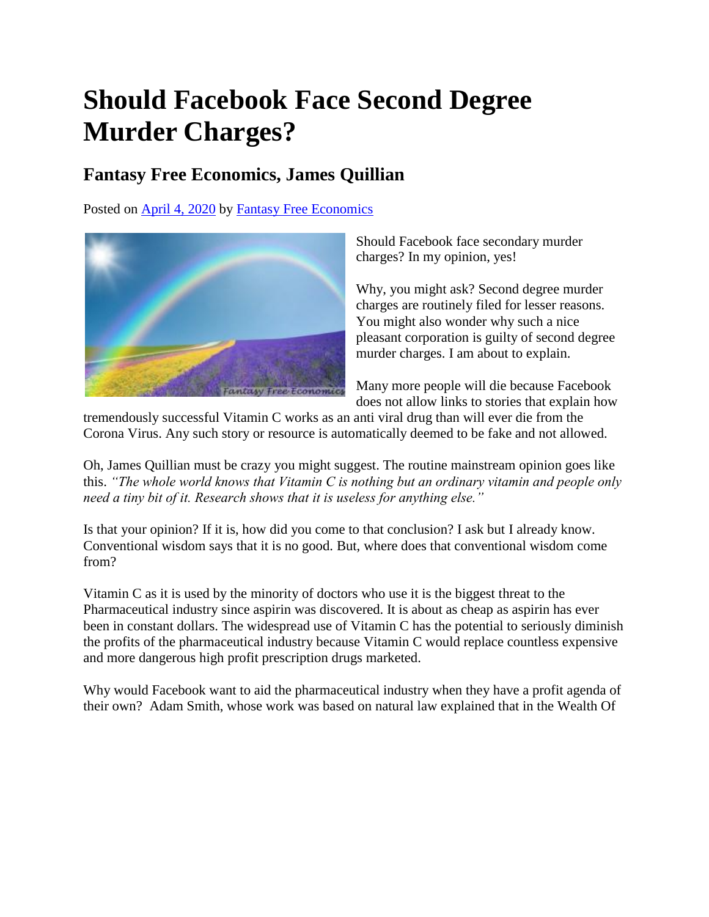# Should Facebook Face Second Degree Murder Charges?

## Fantasy Free Economics, James Quillian

Posted on [April 4, 2020](#) by [Fantasy Free Economics](#)

Should Facebook face secondary murder charges? In my opinion, yes!

Why, you might ask? Second degree murder charges are routinely filed for lesser reasons. You might also wonder why such a nice pleasant corporation is guilty of second degree murder charges. I am about to explain.

Many more people will die because Facebook does not allow links to stories that explain how tremendously successful Vitamin C works as an anti viral drug than will ever die from the Corona Virus. Any such story or resource is automatically deemed to be fake and not allowed.

Oh, James Quillian must be crazy you might suggest. The routine mainstream opinion goes like this. *"The whole world knows that Vitamin C is nothing but an ordinary vitamin and people only need a tiny bit of it. Research shows that it is useless for anything else."*

Is that your opinion? If it is, how did you come to that conclusion? I ask but I already know. Conventional wisdom says that it is no good. But, where does that conventional wisdom come from?

Vitamin C as it is used by the minority of doctors who use it is the biggest threat to the Pharmaceutical industry since aspirin was discovered. It is about as cheap as aspirin has ever been in constant dollars. The widespread use of Vitamin C has the potential to seriously diminish the profits of the pharmaceutical industry because Vitamin C would replace countless expensive and more dangerous high profit prescription drugs marketed.

Why would Facebook want to aid the pharmaceutical industry when they have a profit agenda of their own? Adam Smith, whose work was based on natural law explained that in the Wealth Of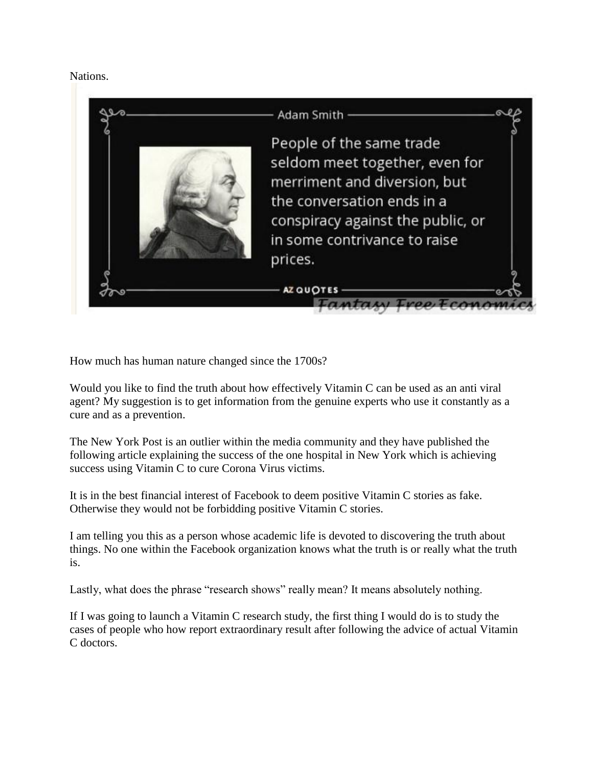Nations.

> Adam Smith
>
> People of the same trade seldom meet together, even for merriment and diversion, but the conversation ends in a conspiracy against the public, or in some contrivance to raise prices.
>
> AZ QUOTES
>
> Fantasy Free Economics

How much has human nature changed since the 1700s?

Would you like to find the truth about how effectively Vitamin C can be used as an anti viral agent? My suggestion is to get information from the genuine experts who use it constantly as a cure and as a prevention.

The New York Post is an outlier within the media community and they have published the following article explaining the success of the one hospital in New York which is achieving success using Vitamin C to cure Corona Virus victims.

It is in the best financial interest of Facebook to deem positive Vitamin C stories as fake. Otherwise they would not be forbidding positive Vitamin C stories.

I am telling you this as a person whose academic life is devoted to discovering the truth about things. No one within the Facebook organization knows what the truth is or really what the truth is.

Lastly, what does the phrase "research shows" really mean? It means absolutely nothing.

If I was going to launch a Vitamin C research study, the first thing I would do is to study the cases of people who how report extraordinary result after following the advice of actual Vitamin C doctors.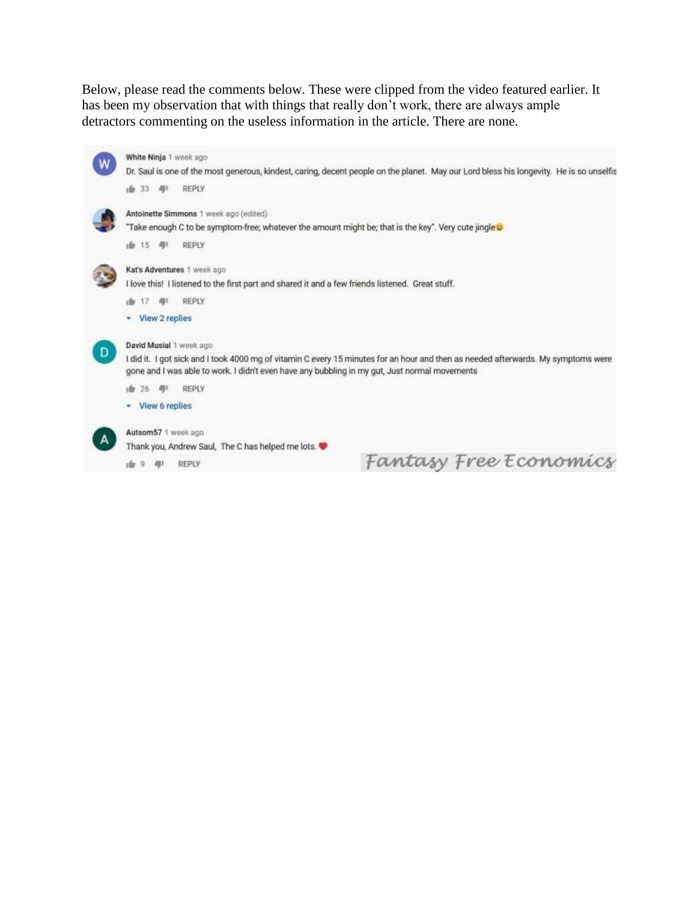Below, please read the comments below. These were clipped from the video featured earlier. It has been my observation that with things that really don't work, there are always ample detractors commenting on the useless information in the article. There are none.

**White Ninja** 1 week ago
Dr. Saul is one of the most generous, kindest, caring, decent people on the planet. May our Lord bless his longevity. He is so unselfis

33 REPLY

**Antoinette Simmons** 1 week ago (edited)
"Take enough C to be symptom-free; whatever the amount might be; that is the key". Very cute jingle😃

15 REPLY

**Kat's Adventures** 1 week ago
I love this! I listened to the first part and shared it and a few friends listened. Great stuff.

17 REPLY

View 2 replies

**David Musial** 1 week ago
I did it. I got sick and I took 4000 mg of vitamin C every 15 minutes for an hour and then as needed afterwards. My symptoms were gone and I was able to work. I didn't even have any bubbling in my gut, Just normal movements

26 REPLY

View 6 replies

**Autsom57** 1 week ago
Thank you, Andrew Saul, The C has helped me lots. ❤️

9 REPLY

Fantasy Free Economics